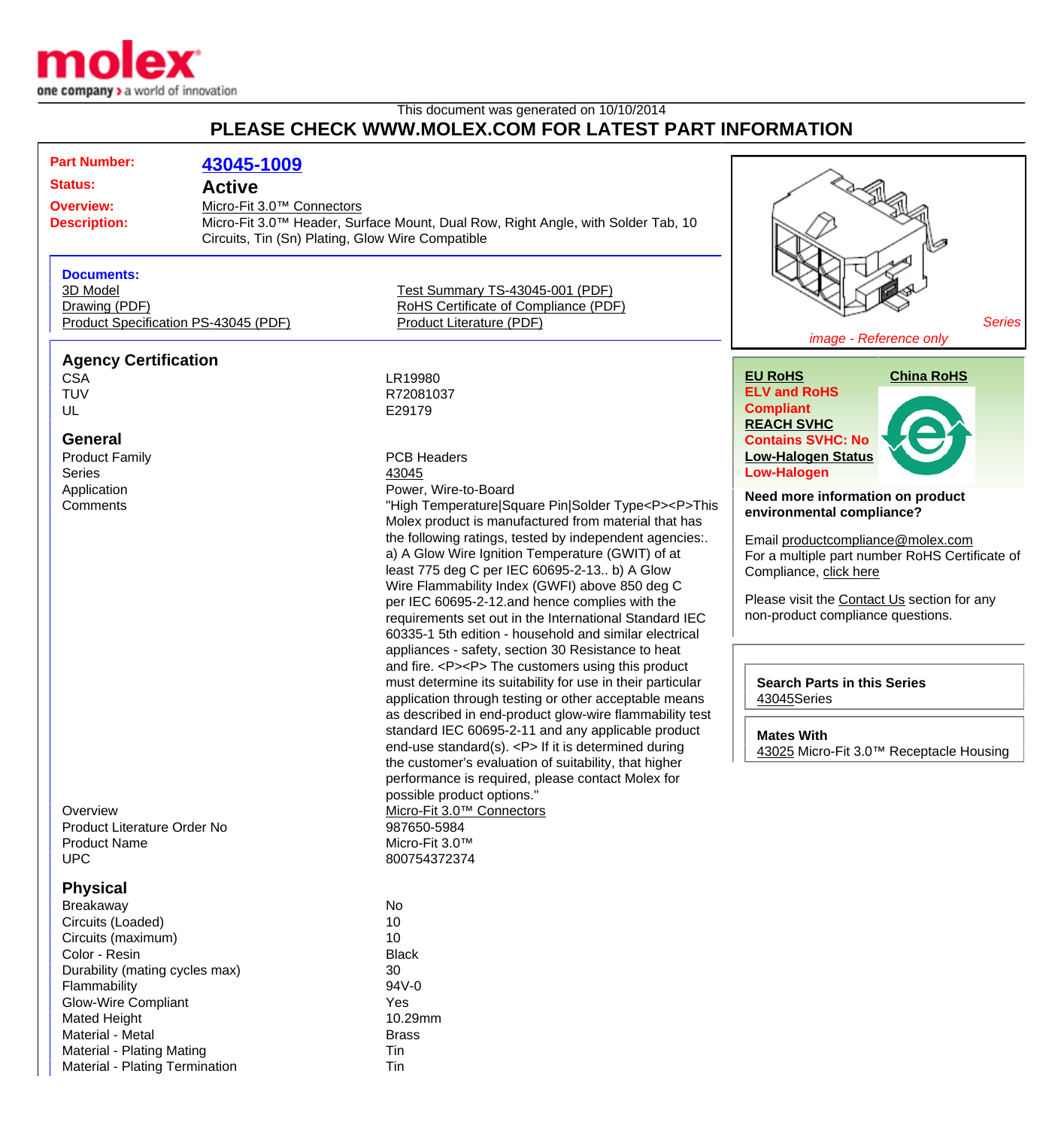This document was generated on 10/10/2014

## PLEASE CHECK WWW.MOLEX.COM FOR LATEST PART INFORMATION

**Part Number:** 43045-1009

**Status:** Active

**Overview:** Micro-Fit 3.0™ Connectors

**Description:** Micro-Fit 3.0™ Header, Surface Mount, Dual Row, Right Angle, with Solder Tab, 10 Circuits, Tin (Sn) Plating, Glow Wire Compatible

### Documents:

- 3D Model
- Drawing (PDF)
- Product Specification PS-43045 (PDF)
- Test Summary TS-43045-001 (PDF)
- RoHS Certificate of Compliance (PDF)
- Product Literature (PDF)

*Series*

*image - Reference only*

**EU RoHS**
**ELV and RoHS Compliant**
**REACH SVHC**
**Contains SVHC: No**
**Low-Halogen Status**
**Low-Halogen**

**China RoHS**

**Need more information on product environmental compliance?**

Email productcompliance@molex.com

For a multiple part number RoHS Certificate of Compliance, click here

Please visit the Contact Us section for any non-product compliance questions.

**Search Parts in this Series**
43045Series

**Mates With**
43025 Micro-Fit 3.0™ Receptacle Housing

### Agency Certification

| | |
|---|---|
| CSA | LR19980 |
| TUV | R72081037 |
| UL | E29179 |

### General

| | |
|---|---|
| Product Family | PCB Headers |
| Series | 43045 |
| Application | Power, Wire-to-Board |
| Comments | "High Temperature\|Square Pin\|Solder Type<P><P>This Molex product is manufactured from material that has the following ratings, tested by independent agencies:. a) A Glow Wire Ignition Temperature (GWIT) of at least 775 deg C per IEC 60695-2-13.. b) A Glow Wire Flammability Index (GWFI) above 850 deg C per IEC 60695-2-12.and hence complies with the requirements set out in the International Standard IEC 60335-1 5th edition - household and similar electrical appliances - safety, section 30 Resistance to heat and fire. <P><P> The customers using this product must determine its suitability for use in their particular application through testing or other acceptable means as described in end-product glow-wire flammability test standard IEC 60695-2-11 and any applicable product end-use standard(s). <P> If it is determined during the customer's evaluation of suitability, that higher performance is required, please contact Molex for possible product options." |
| Overview | Micro-Fit 3.0™ Connectors |
| Product Literature Order No | 987650-5984 |
| Product Name | Micro-Fit 3.0™ |
| UPC | 800754372374 |

### Physical

| | |
|---|---|
| Breakaway | No |
| Circuits (Loaded) | 10 |
| Circuits (maximum) | 10 |
| Color - Resin | Black |
| Durability (mating cycles max) | 30 |
| Flammability | 94V-0 |
| Glow-Wire Compliant | Yes |
| Mated Height | 10.29mm |
| Material - Metal | Brass |
| Material - Plating Mating | Tin |
| Material - Plating Termination | Tin |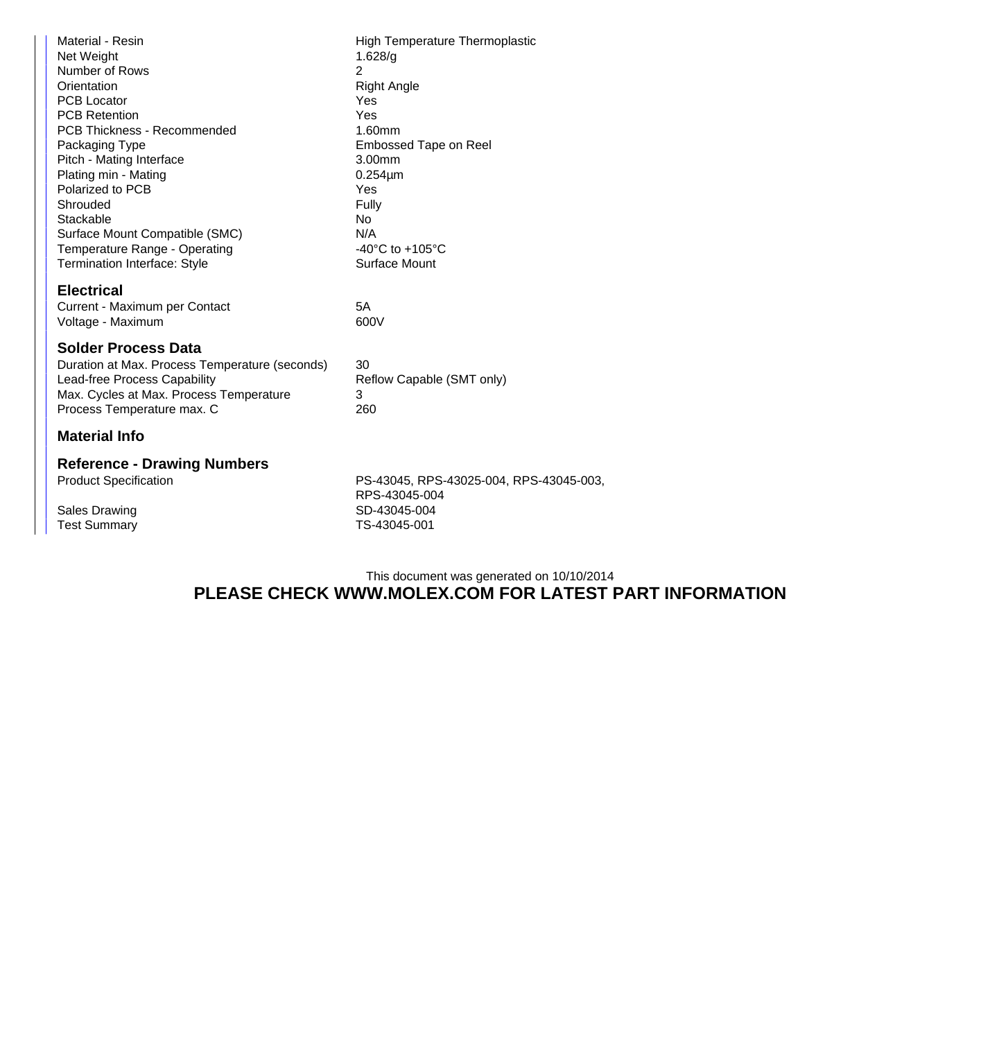| | |
|---|---|
| Material - Resin | High Temperature Thermoplastic |
| Net Weight | 1.628/g |
| Number of Rows | 2 |
| Orientation | Right Angle |
| PCB Locator | Yes |
| PCB Retention | Yes |
| PCB Thickness - Recommended | 1.60mm |
| Packaging Type | Embossed Tape on Reel |
| Pitch - Mating Interface | 3.00mm |
| Plating min - Mating | 0.254µm |
| Polarized to PCB | Yes |
| Shrouded | Fully |
| Stackable | No |
| Surface Mount Compatible (SMC) | N/A |
| Temperature Range - Operating | -40°C to +105°C |
| Termination Interface: Style | Surface Mount |

## Electrical

| | |
|---|---|
| Current - Maximum per Contact | 5A |
| Voltage - Maximum | 600V |

## Solder Process Data

| | |
|---|---|
| Duration at Max. Process Temperature (seconds) | 30 |
| Lead-free Process Capability | Reflow Capable (SMT only) |
| Max. Cycles at Max. Process Temperature | 3 |
| Process Temperature max. C | 260 |

## Material Info

## Reference - Drawing Numbers

| | |
|---|---|
| Product Specification | PS-43045, RPS-43025-004, RPS-43045-003, RPS-43045-004 |
| Sales Drawing | SD-43045-004 |
| Test Summary | TS-43045-001 |

This document was generated on 10/10/2014

**PLEASE CHECK WWW.MOLEX.COM FOR LATEST PART INFORMATION**